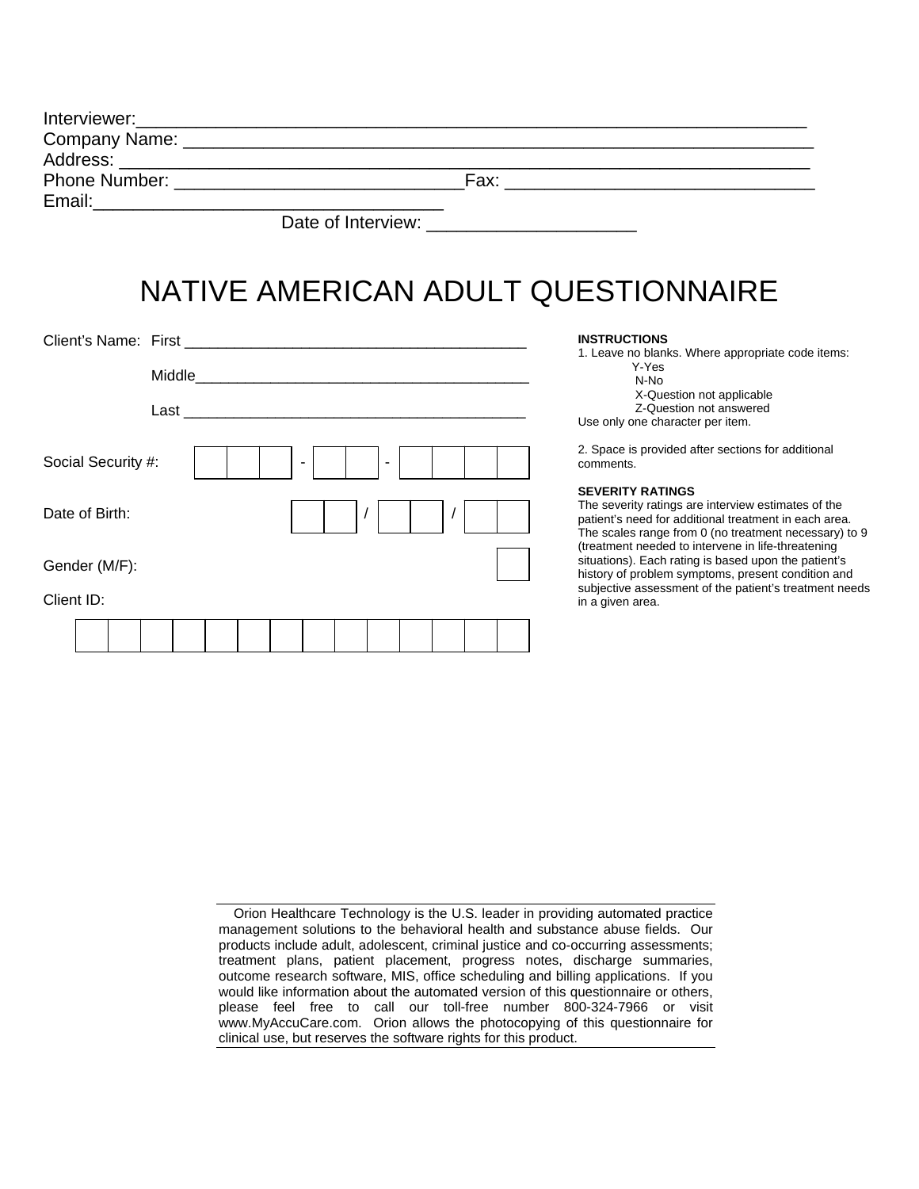Interviewer:_______________________________________________________________

Company Name: ___________________________________________________________

Address: _________________________________________________________________

Phone Number: ____________________________Fax: ______________________________

Email:__________________________________

Date of Interview: ____________________

# NATIVE AMERICAN ADULT QUESTIONNAIRE

Client's Name: First ________________________________________

Middle________________________________________

Last ________________________________________

Social Security #: | | | | - | | | - | | | | |

Date of Birth: | | | / | | | / | | |

Gender (M/F): | |

Client ID:

| | | | | | | | | | | | | | |

**INSTRUCTIONS**

1. Leave no blanks. Where appropriate code items:
   - Y-Yes
   - N-No
   - X-Question not applicable
   - Z-Question not answered

   Use only one character per item.

2. Space is provided after sections for additional comments.

**SEVERITY RATINGS**

The severity ratings are interview estimates of the patient's need for additional treatment in each area. The scales range from 0 (no treatment necessary) to 9 (treatment needed to intervene in life-threatening situations). Each rating is based upon the patient's history of problem symptoms, present condition and subjective assessment of the patient's treatment needs in a given area.

---

Orion Healthcare Technology is the U.S. leader in providing automated practice management solutions to the behavioral health and substance abuse fields. Our products include adult, adolescent, criminal justice and co-occurring assessments; treatment plans, patient placement, progress notes, discharge summaries, outcome research software, MIS, office scheduling and billing applications. If you would like information about the automated version of this questionnaire or others, please feel free to call our toll-free number 800-324-7966 or visit www.MyAccuCare.com. Orion allows the photocopying of this questionnaire for clinical use, but reserves the software rights for this product.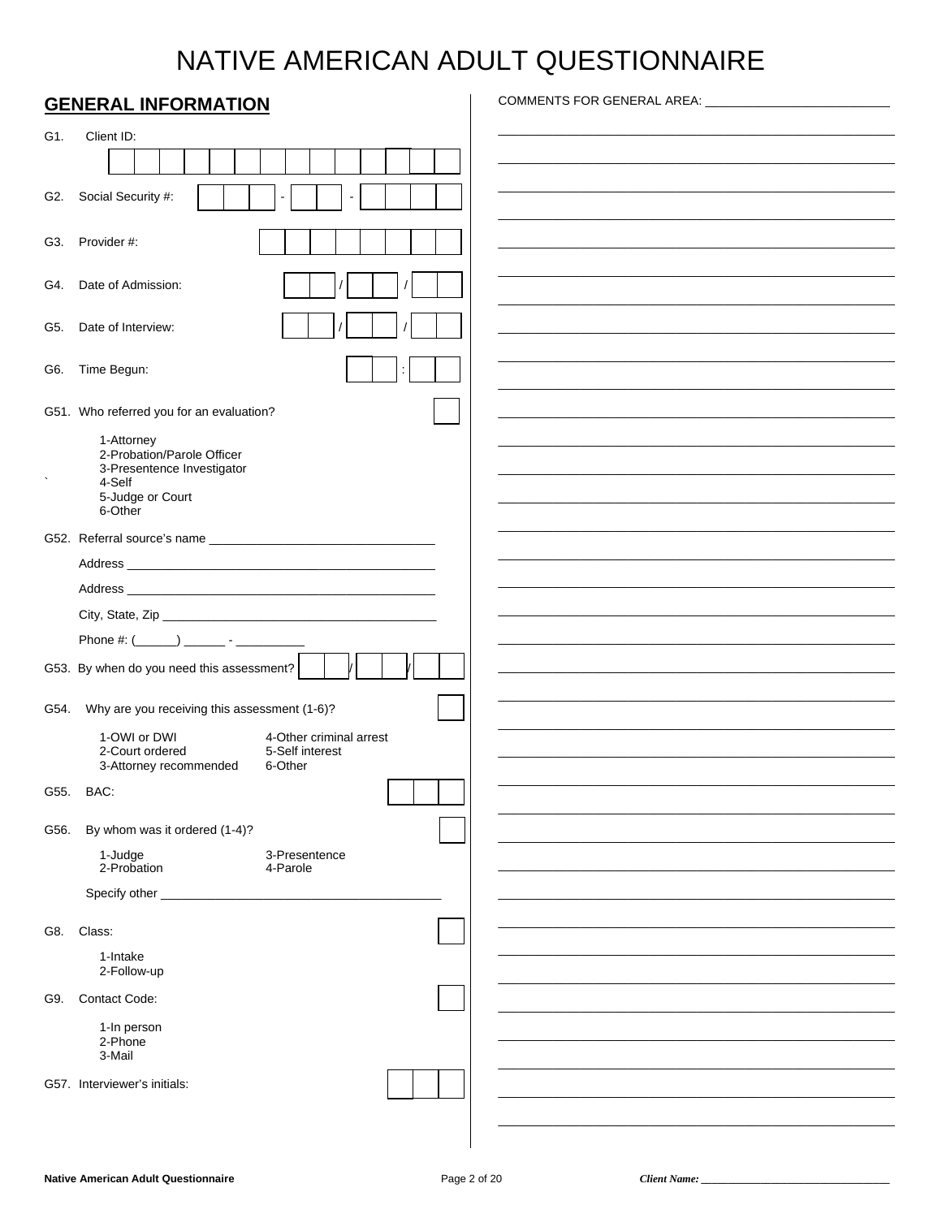# NATIVE AMERICAN ADULT QUESTIONNAIRE

## GENERAL INFORMATION

G1. Client ID:

G2. Social Security #: \_\_\_ - \_\_ - \_\_\_\_

G3. Provider #:

G4. Date of Admission: \_\_ / \_\_ / \_\_

G5. Date of Interview: \_\_ / \_\_ / \_\_

G6. Time Begun: \_\_ : \_\_

G51. Who referred you for an evaluation?

1-Attorney
2-Probation/Parole Officer
3-Presentence Investigator
4-Self
5-Judge or Court
6-Other

G52. Referral source's name \_\_\_\_\_\_\_\_\_\_\_\_\_\_\_\_\_\_\_\_\_\_\_\_\_\_\_\_\_\_\_\_

Address \_\_\_\_\_\_\_\_\_\_\_\_\_\_\_\_\_\_\_\_\_\_\_\_\_\_\_\_\_\_\_\_\_\_\_\_\_\_\_\_\_\_\_\_

Address \_\_\_\_\_\_\_\_\_\_\_\_\_\_\_\_\_\_\_\_\_\_\_\_\_\_\_\_\_\_\_\_\_\_\_\_\_\_\_\_\_\_\_\_

City, State, Zip \_\_\_\_\_\_\_\_\_\_\_\_\_\_\_\_\_\_\_\_\_\_\_\_\_\_\_\_\_\_\_\_\_\_\_\_\_\_\_

Phone #: (\_\_\_\_\_\_) \_\_\_\_\_\_ - \_\_\_\_\_\_\_\_\_\_

G53. By when do you need this assessment? \_\_ / \_\_ / \_\_

G54. Why are you receiving this assessment (1-6)?

1-OWI or DWI
2-Court ordered
3-Attorney recommended
4-Other criminal arrest
5-Self interest
6-Other

G55. BAC:

G56. By whom was it ordered (1-4)?

1-Judge
2-Probation
3-Presentence
4-Parole

Specify other \_\_\_\_\_\_\_\_\_\_\_\_\_\_\_\_\_\_\_\_\_\_\_\_\_\_\_\_\_\_\_\_\_\_\_\_\_\_\_\_

G8. Class:

1-Intake
2-Follow-up

G9. Contact Code:

1-In person
2-Phone
3-Mail

G57. Interviewer's initials:

COMMENTS FOR GENERAL AREA: \_\_\_\_\_\_\_\_\_\_\_\_\_\_\_\_\_\_\_\_\_\_\_\_\_\_\_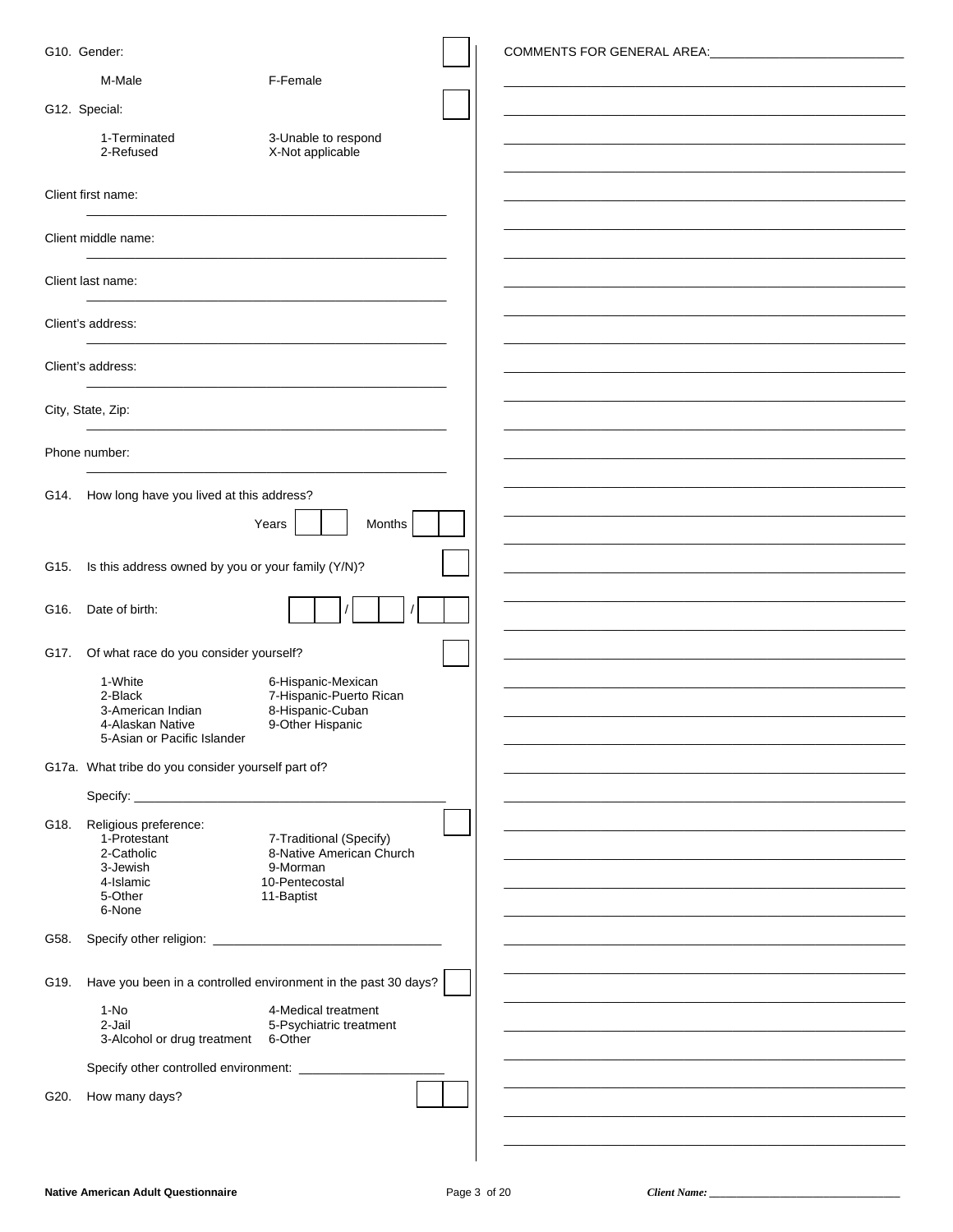G10. Gender: ☐

M-Male F-Female

G12. Special: ☐

1-Terminated
2-Refused
3-Unable to respond
X-Not applicable

Client first name: ____________________

Client middle name: ____________________

Client last name: ____________________

Client's address: ____________________

Client's address: ____________________

City, State, Zip: ____________________

Phone number: ____________________

G14. How long have you lived at this address?

Years ☐☐ Months ☐☐

G15. Is this address owned by you or your family (Y/N)? ☐

G16. Date of birth: ☐☐ / ☐☐ / ☐☐

G17. Of what race do you consider yourself? ☐

1-White
2-Black
3-American Indian
4-Alaskan Native
5-Asian or Pacific Islander
6-Hispanic-Mexican
7-Hispanic-Puerto Rican
8-Hispanic-Cuban
9-Other Hispanic

G17a. What tribe do you consider yourself part of?

Specify: ____________________

G18. Religious preference: ☐

1-Protestant
2-Catholic
3-Jewish
4-Islamic
5-Other
6-None
7-Traditional (Specify)
8-Native American Church
9-Morman
10-Pentecostal
11-Baptist

G58. Specify other religion: ____________________

G19. Have you been in a controlled environment in the past 30 days? ☐

1-No
2-Jail
3-Alcohol or drug treatment
4-Medical treatment
5-Psychiatric treatment
6-Other

Specify other controlled environment: ____________________

G20. How many days? ☐☐

COMMENTS FOR GENERAL AREA: ____________________

*Client Name:* ____________________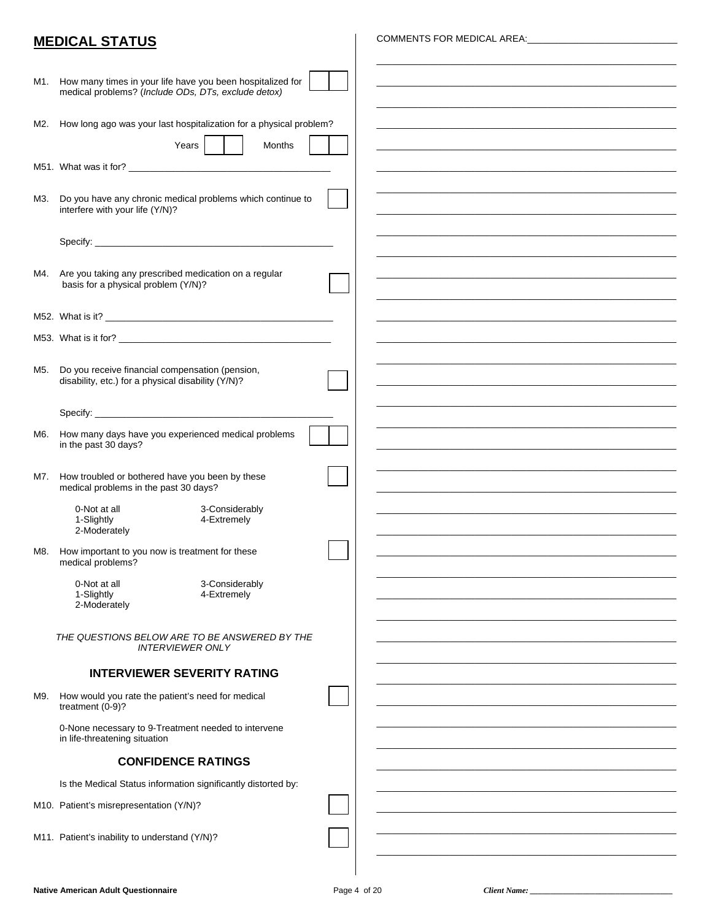## MEDICAL STATUS

M1. How many times in your life have you been hospitalized for medical problems? (*Include ODs, DTs, exclude detox)*

M2. How long ago was your last hospitalization for a physical problem?

Years ____ Months ____

M51. What was it for? ________________________________________

M3. Do you have any chronic medical problems which continue to interfere with your life (Y/N)?

Specify: ________________________________________

M4. Are you taking any prescribed medication on a regular basis for a physical problem (Y/N)?

M52. What is it? ________________________________________

M53. What is it for? ________________________________________

M5. Do you receive financial compensation (pension, disability, etc.) for a physical disability (Y/N)?

Specify: ________________________________________

M6. How many days have you experienced medical problems in the past 30 days?

M7. How troubled or bothered have you been by these medical problems in the past 30 days?

- 0-Not at all
- 1-Slightly
- 2-Moderately
- 3-Considerably
- 4-Extremely

M8. How important to you now is treatment for these medical problems?

- 0-Not at all
- 1-Slightly
- 2-Moderately
- 3-Considerably
- 4-Extremely

*THE QUESTIONS BELOW ARE TO BE ANSWERED BY THE INTERVIEWER ONLY*

### INTERVIEWER SEVERITY RATING

M9. How would you rate the patient's need for medical treatment (0-9)?

0-None necessary to 9-Treatment needed to intervene in life-threatening situation

### CONFIDENCE RATINGS

Is the Medical Status information significantly distorted by:

M10. Patient's misrepresentation (Y/N)?

M11. Patient's inability to understand (Y/N)?

COMMENTS FOR MEDICAL AREA: ________________________________________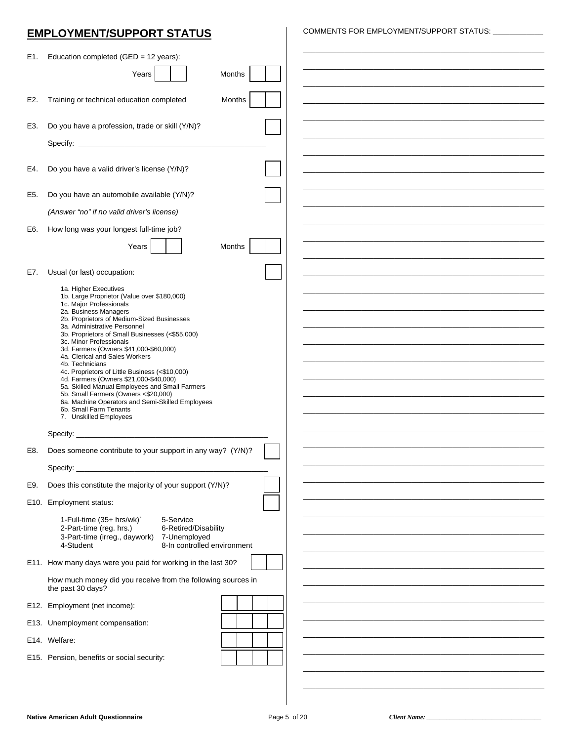## EMPLOYMENT/SUPPORT STATUS

E1. Education completed (GED = 12 years):

Years [ ][ ] Months [ ][ ]

E2. Training or technical education completed Months [ ][ ]

E3. Do you have a profession, trade or skill (Y/N)? [ ]

Specify: ____________________________________________

E4. Do you have a valid driver's license (Y/N)? [ ]

E5. Do you have an automobile available (Y/N)? [ ]

*(Answer "no" if no valid driver's license)*

E6. How long was your longest full-time job?

Years [ ][ ] Months [ ][ ]

E7. Usual (or last) occupation: [ ]

- 1a. Higher Executives
- 1b. Large Proprietor (Value over $180,000)
- 1c. Major Professionals
- 2a. Business Managers
- 2b. Proprietors of Medium-Sized Businesses
- 3a. Administrative Personnel
- 3b. Proprietors of Small Businesses (<$55,000)
- 3c. Minor Professionals
- 3d. Farmers (Owners $41,000-$60,000)
- 4a. Clerical and Sales Workers
- 4b. Technicians
- 4c. Proprietors of Little Business (<$10,000)
- 4d. Farmers (Owners $21,000-$40,000)
- 5a. Skilled Manual Employees and Small Farmers
- 5b. Small Farmers (Owners <$20,000)
- 6a. Machine Operators and Semi-Skilled Employees
- 6b. Small Farm Tenants
- 7. Unskilled Employees

Specify: ____________________________________________

E8. Does someone contribute to your support in any way? (Y/N)? [ ]

Specify: ____________________________________________

E9. Does this constitute the majority of your support (Y/N)? [ ]

E10. Employment status: [ ]

| | |
|---|---|
| 1-Full-time (35+ hrs/wk) | 5-Service |
| 2-Part-time (reg. hrs.) | 6-Retired/Disability |
| 3-Part-time (irreg., daywork) | 7-Unemployed |
| 4-Student | 8-In controlled environment |

E11. How many days were you paid for working in the last 30? [ ][ ]

How much money did you receive from the following sources in the past 30 days?

E12. Employment (net income): [ ][ ][ ][ ]

E13. Unemployment compensation: [ ][ ][ ][ ]

E14. Welfare: [ ][ ][ ][ ]

E15. Pension, benefits or social security: [ ][ ][ ][ ]

COMMENTS FOR EMPLOYMENT/SUPPORT STATUS: ____________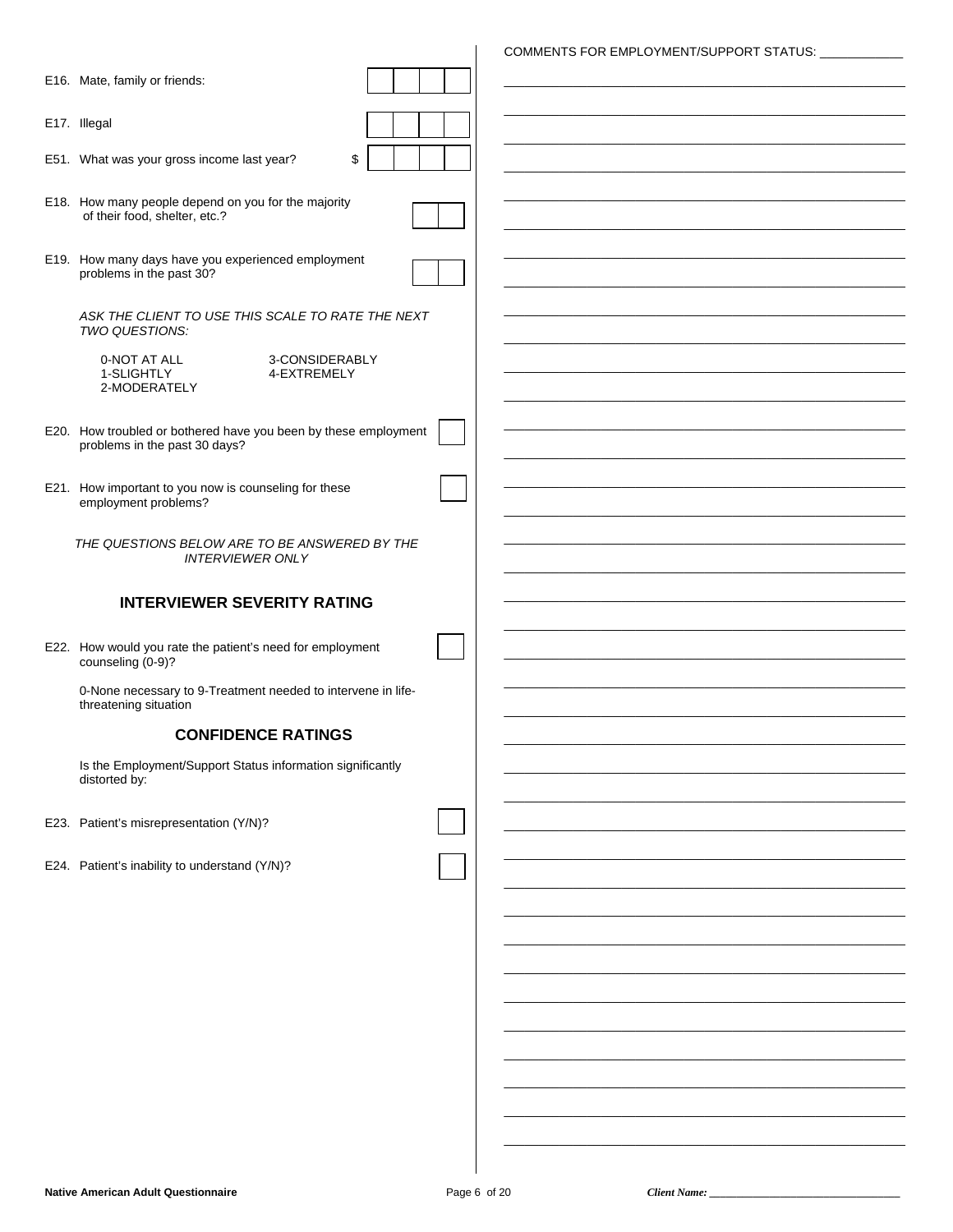E16. Mate, family or friends:

E17. Illegal

E51. What was your gross income last year? $

E18. How many people depend on you for the majority of their food, shelter, etc.?

E19. How many days have you experienced employment problems in the past 30?

*ASK THE CLIENT TO USE THIS SCALE TO RATE THE NEXT TWO QUESTIONS:*

0-NOT AT ALL
1-SLIGHTLY
2-MODERATELY
3-CONSIDERABLY
4-EXTREMELY

E20. How troubled or bothered have you been by these employment problems in the past 30 days?

E21. How important to you now is counseling for these employment problems?

*THE QUESTIONS BELOW ARE TO BE ANSWERED BY THE INTERVIEWER ONLY*

## INTERVIEWER SEVERITY RATING

E22. How would you rate the patient's need for employment counseling (0-9)?

0-None necessary to 9-Treatment needed to intervene in life-threatening situation

## CONFIDENCE RATINGS

Is the Employment/Support Status information significantly distorted by:

E23. Patient's misrepresentation (Y/N)?

E24. Patient's inability to understand (Y/N)?

COMMENTS FOR EMPLOYMENT/SUPPORT STATUS: ____________

Client Name: ____________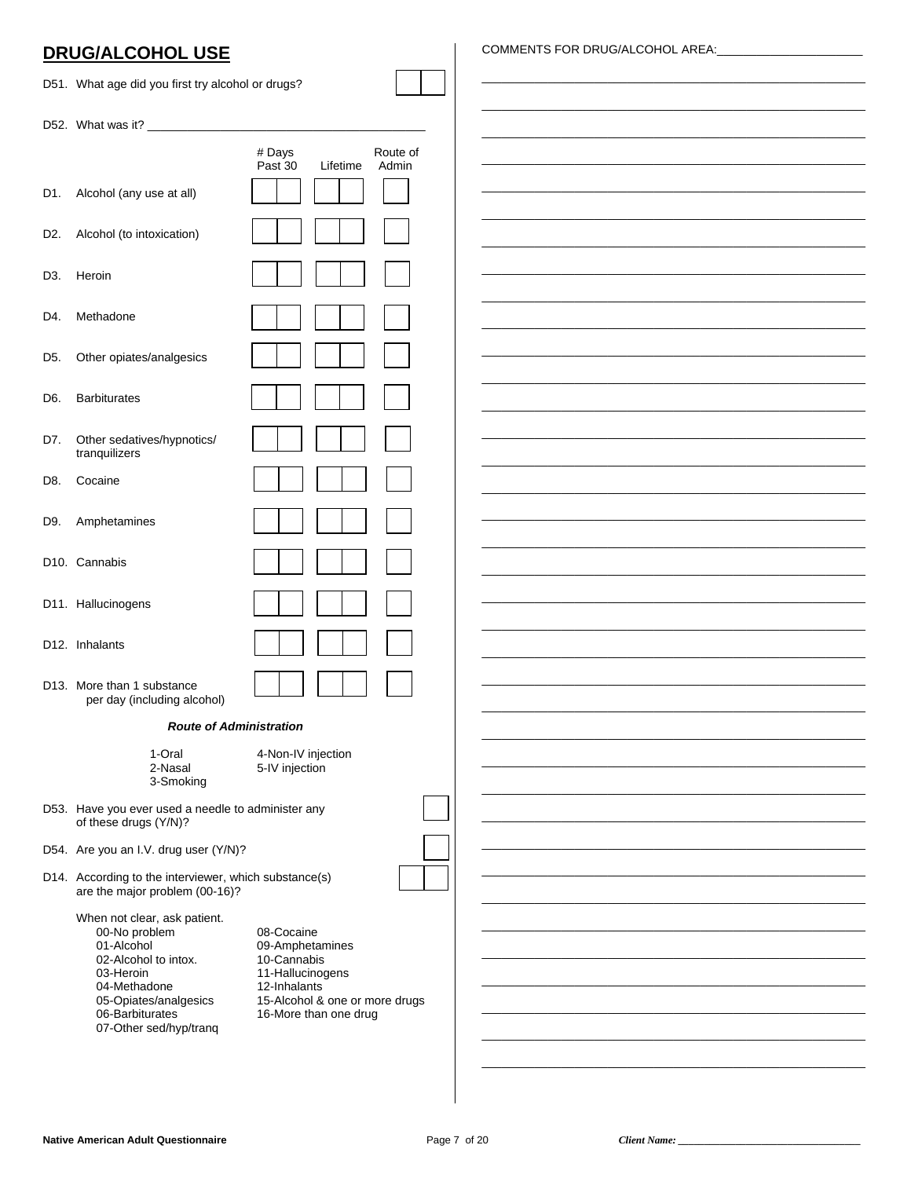## DRUG/ALCOHOL USE

D51. What age did you first try alcohol or drugs? ____

D52. What was it? ________________________________

| | | # Days Past 30 | Lifetime | Route of Admin |
|---|---|---|---|---|
| D1. | Alcohol (any use at all) | | | |
| D2. | Alcohol (to intoxication) | | | |
| D3. | Heroin | | | |
| D4. | Methadone | | | |
| D5. | Other opiates/analgesics | | | |
| D6. | Barbiturates | | | |
| D7. | Other sedatives/hypnotics/ tranquilizers | | | |
| D8. | Cocaine | | | |
| D9. | Amphetamines | | | |
| D10. | Cannabis | | | |
| D11. | Hallucinogens | | | |
| D12. | Inhalants | | | |
| D13. | More than 1 substance per day (including alcohol) | | | |

***Route of Administration***

- 1-Oral
- 2-Nasal
- 3-Smoking
- 4-Non-IV injection
- 5-IV injection

D53. Have you ever used a needle to administer any of these drugs (Y/N)? ____

D54. Are you an I.V. drug user (Y/N)? ____

D14. According to the interviewer, which substance(s) are the major problem (00-16)? ____

When not clear, ask patient.

- 00-No problem
- 01-Alcohol
- 02-Alcohol to intox.
- 03-Heroin
- 04-Methadone
- 05-Opiates/analgesics
- 06-Barbiturates
- 07-Other sed/hyp/tranq
- 08-Cocaine
- 09-Amphetamines
- 10-Cannabis
- 11-Hallucinogens
- 12-Inhalants
- 15-Alcohol & one or more drugs
- 16-More than one drug

COMMENTS FOR DRUG/ALCOHOL AREA: ____________________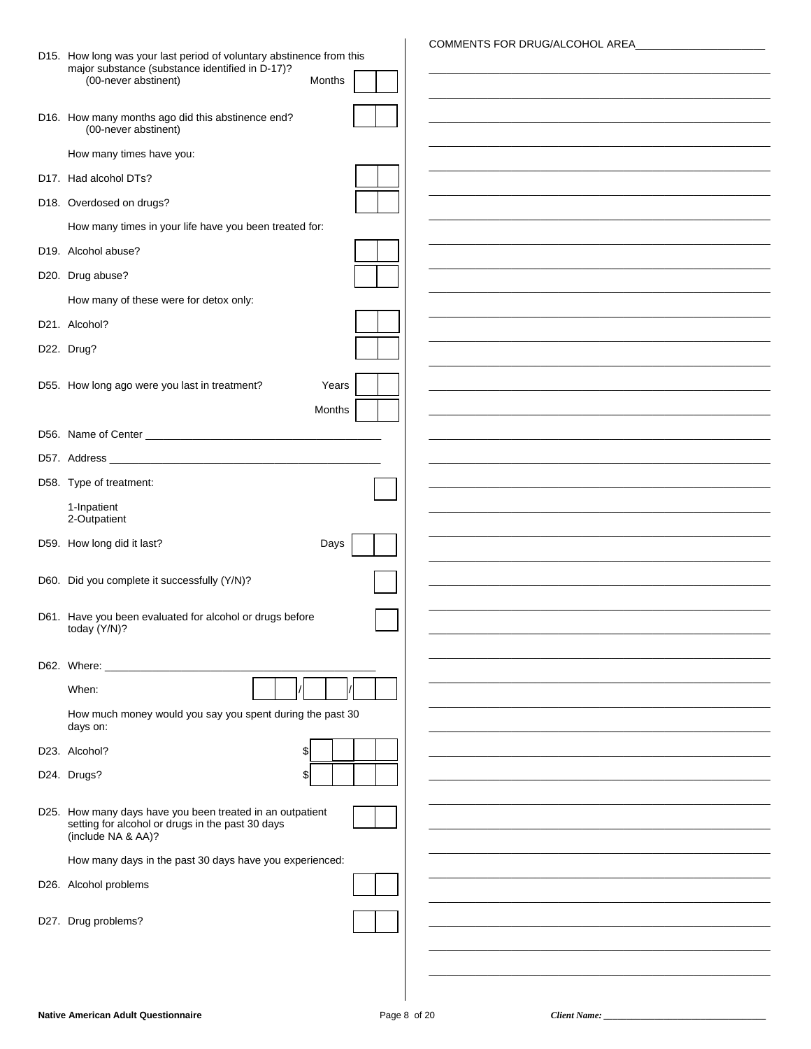D15. How long was your last period of voluntary abstinence from this major substance (substance identified in D-17)?
(00-never abstinent) Months [ ][ ]

D16. How many months ago did this abstinence end? [ ][ ]
(00-never abstinent)

How many times have you:

D17. Had alcohol DTs? [ ][ ]

D18. Overdosed on drugs? [ ][ ]

How many times in your life have you been treated for:

D19. Alcohol abuse? [ ][ ]

D20. Drug abuse? [ ][ ]

How many of these were for detox only:

D21. Alcohol? [ ][ ]

D22. Drug? [ ][ ]

D55. How long ago were you last in treatment? Years [ ][ ]

Months [ ][ ]

D56. Name of Center ________________________________________

D57. Address ________________________________________________

D58. Type of treatment: [ ]

1-Inpatient
2-Outpatient

D59. How long did it last? Days [ ][ ]

D60. Did you complete it successfully (Y/N)? [ ]

D61. Have you been evaluated for alcohol or drugs before today (Y/N)? [ ]

D62. Where: _______________________________________________

When: [ ][ ] / [ ][ ] / [ ][ ]

How much money would you say you spent during the past 30 days on:

D23. Alcohol? $[ ][ ][ ][ ]

D24. Drugs? $[ ][ ][ ][ ]

D25. How many days have you been treated in an outpatient setting for alcohol or drugs in the past 30 days (include NA & AA)? [ ][ ]

How many days in the past 30 days have you experienced:

D26. Alcohol problems [ ][ ]

D27. Drug problems? [ ][ ]

COMMENTS FOR DRUG/ALCOHOL AREA______________________

Client Name: ________________________________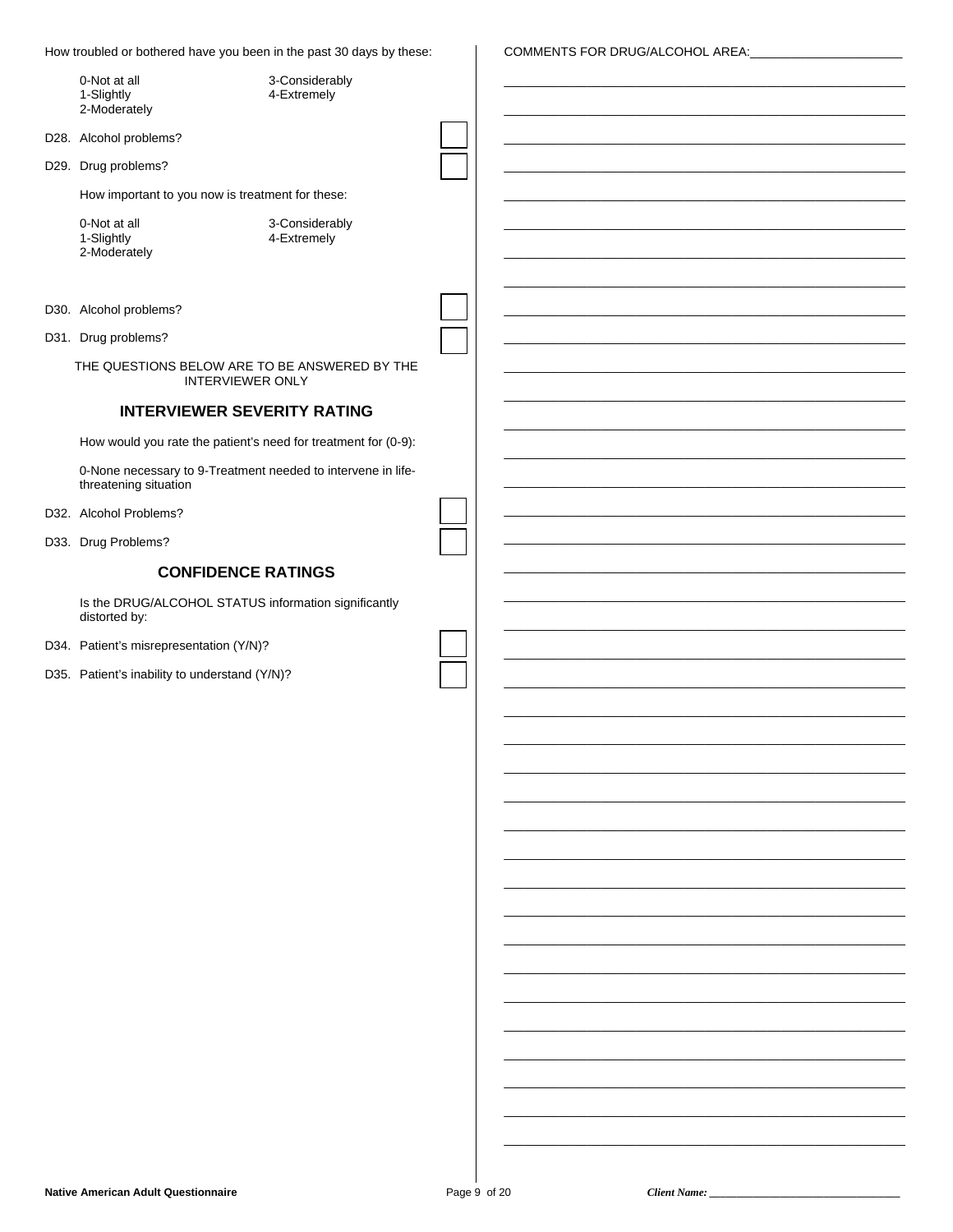How troubled or bothered have you been in the past 30 days by these:

0-Not at all
1-Slightly
2-Moderately
3-Considerably
4-Extremely

D28. Alcohol problems? ☐

D29. Drug problems? ☐

How important to you now is treatment for these:

0-Not at all
1-Slightly
2-Moderately
3-Considerably
4-Extremely

D30. Alcohol problems? ☐

D31. Drug problems? ☐

THE QUESTIONS BELOW ARE TO BE ANSWERED BY THE INTERVIEWER ONLY

## INTERVIEWER SEVERITY RATING

How would you rate the patient's need for treatment for (0-9):

0-None necessary to 9-Treatment needed to intervene in life-threatening situation

D32. Alcohol Problems? ☐

D33. Drug Problems? ☐

## CONFIDENCE RATINGS

Is the DRUG/ALCOHOL STATUS information significantly distorted by:

D34. Patient's misrepresentation (Y/N)? ☐

D35. Patient's inability to understand (Y/N)? ☐

COMMENTS FOR DRUG/ALCOHOL AREA:______________________

Native American Adult Questionnaire

*Client Name:* ______________________________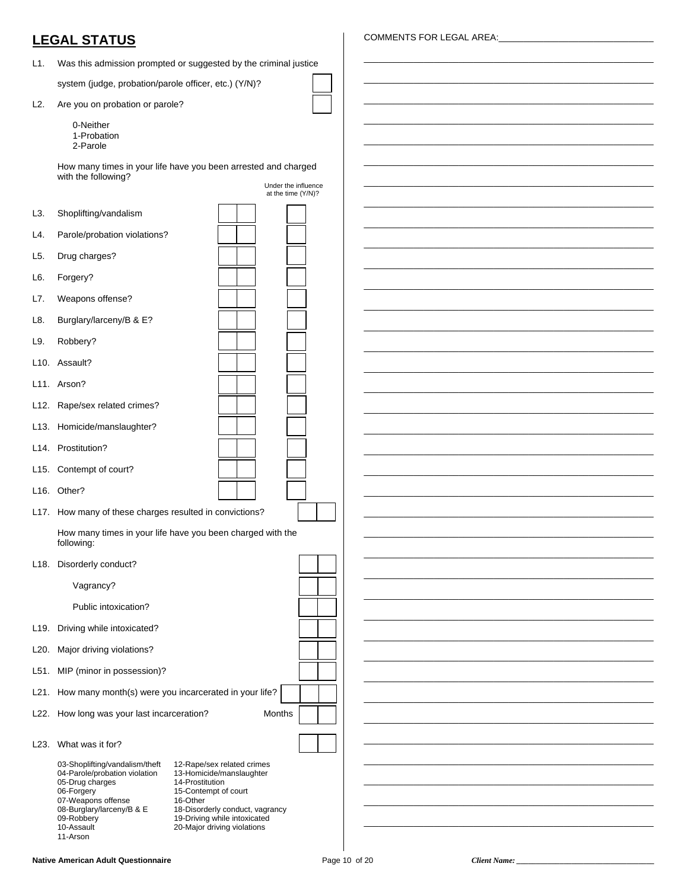## LEGAL STATUS

L1. Was this admission prompted or suggested by the criminal justice system (judge, probation/parole officer, etc.) (Y/N)?

L2. Are you on probation or parole?

- 0-Neither
- 1-Probation
- 2-Parole

How many times in your life have you been arrested and charged with the following?

| | | Under the influence at the time (Y/N)? |
|---|---|---|
| L3. Shoplifting/vandalism | | |
| L4. Parole/probation violations? | | |
| L5. Drug charges? | | |
| L6. Forgery? | | |
| L7. Weapons offense? | | |
| L8. Burglary/larceny/B & E? | | |
| L9. Robbery? | | |
| L10. Assault? | | |
| L11. Arson? | | |
| L12. Rape/sex related crimes? | | |
| L13. Homicide/manslaughter? | | |
| L14. Prostitution? | | |
| L15. Contempt of court? | | |
| L16. Other? | | |

L17. How many of these charges resulted in convictions?

How many times in your life have you been charged with the following:

L18. Disorderly conduct?

Vagrancy?

Public intoxication?

L19. Driving while intoxicated?

L20. Major driving violations?

L51. MIP (minor in possession)?

L21. How many month(s) were you incarcerated in your life?

L22. How long was your last incarceration? Months

L23. What was it for?

- 03-Shoplifting/vandalism/theft
- 04-Parole/probation violation
- 05-Drug charges
- 06-Forgery
- 07-Weapons offense
- 08-Burglary/larceny/B & E
- 09-Robbery
- 10-Assault
- 11-Arson
- 12-Rape/sex related crimes
- 13-Homicide/manslaughter
- 14-Prostitution
- 15-Contempt of court
- 16-Other
- 18-Disorderly conduct, vagrancy
- 19-Driving while intoxicated
- 20-Major driving violations

COMMENTS FOR LEGAL AREA:\_\_\_\_\_\_\_\_\_\_\_\_\_\_\_\_\_\_\_\_\_\_\_\_\_\_\_\_\_\_

*Client Name:* \_\_\_\_\_\_\_\_\_\_\_\_\_\_\_\_\_\_\_\_\_\_\_\_\_\_\_\_\_\_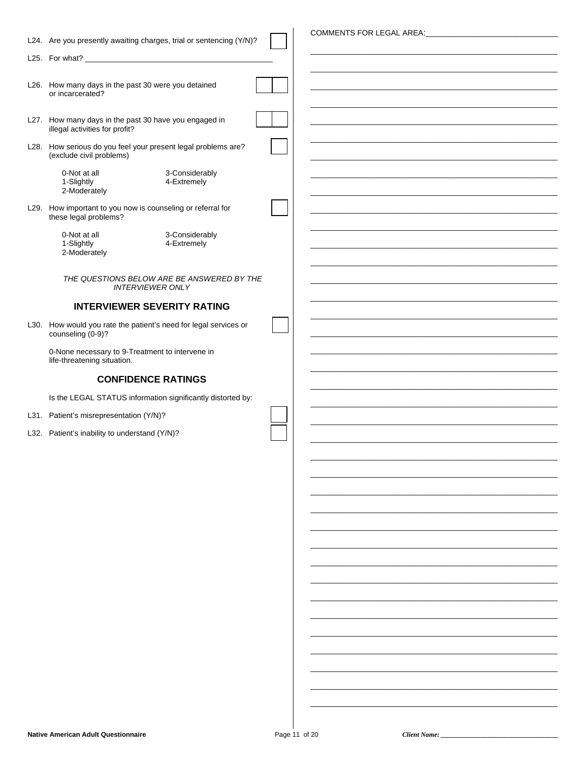L24. Are you presently awaiting charges, trial or sentencing (Y/N)? ☐

L25. For what? ____________________________________________

L26. How many days in the past 30 were you detained or incarcerated? ☐☐

L27. How many days in the past 30 have you engaged in illegal activities for profit? ☐☐

L28. How serious do you feel your present legal problems are? (exclude civil problems) ☐

- 0-Not at all
- 1-Slightly
- 2-Moderately
- 3-Considerably
- 4-Extremely

L29. How important to you now is counseling or referral for these legal problems? ☐

- 0-Not at all
- 1-Slightly
- 2-Moderately
- 3-Considerably
- 4-Extremely

*THE QUESTIONS BELOW ARE BE ANSWERED BY THE INTERVIEWER ONLY*

## INTERVIEWER SEVERITY RATING

L30. How would you rate the patient's need for legal services or counseling (0-9)? ☐

0-None necessary to 9-Treatment to intervene in life-threatening situation.

## CONFIDENCE RATINGS

Is the LEGAL STATUS information significantly distorted by:

L31. Patient's misrepresentation (Y/N)? ☐

L32. Patient's inability to understand (Y/N)? ☐

COMMENTS FOR LEGAL AREA: ____________________________________________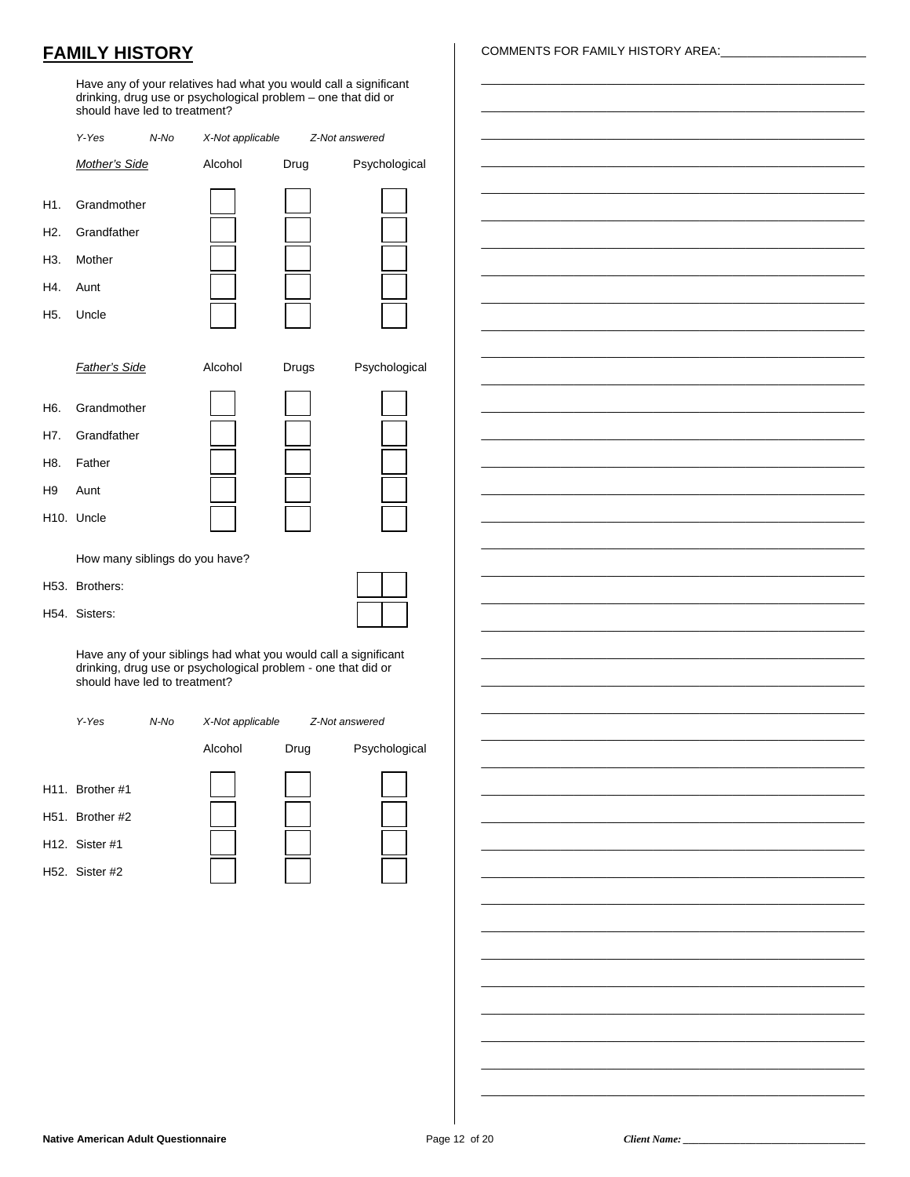## FAMILY HISTORY

Have any of your relatives had what you would call a significant drinking, drug use or psychological problem – one that did or should have led to treatment?

*Y-Yes* *N-No* *X-Not applicable* *Z-Not answered*

| | *Mother's Side* | Alcohol | Drug | Psychological |
|---|---|---|---|---|
| H1. | Grandmother | | | |
| H2. | Grandfather | | | |
| H3. | Mother | | | |
| H4. | Aunt | | | |
| H5. | Uncle | | | |

| | *Father's Side* | Alcohol | Drugs | Psychological |
|---|---|---|---|---|
| H6. | Grandmother | | | |
| H7. | Grandfather | | | |
| H8. | Father | | | |
| H9 | Aunt | | | |
| H10. | Uncle | | | |

How many siblings do you have?

H53. Brothers: ___

H54. Sisters: ___

Have any of your siblings had what you would call a significant drinking, drug use or psychological problem - one that did or should have led to treatment?

*Y-Yes* *N-No* *X-Not applicable* *Z-Not answered*

| | | Alcohol | Drug | Psychological |
|---|---|---|---|---|
| H11. | Brother #1 | | | |
| H51. | Brother #2 | | | |
| H12. | Sister #1 | | | |
| H52. | Sister #2 | | | |

COMMENTS FOR FAMILY HISTORY AREA: ______________________

Client Name: ______________________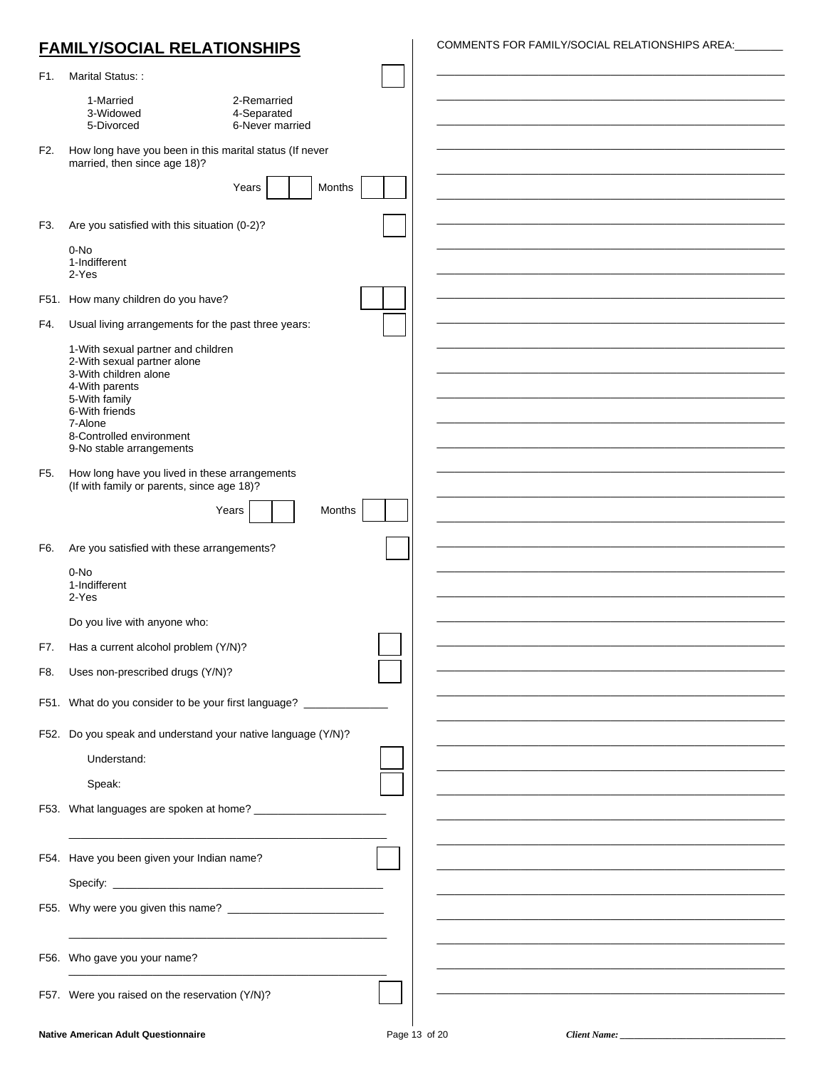## FAMILY/SOCIAL RELATIONSHIPS

F1. Marital Status: : [ ]

- 1-Married
- 2-Remarried
- 3-Widowed
- 4-Separated
- 5-Divorced
- 6-Never married

F2. How long have you been in this marital status (If never married, then since age 18)?

Years [ ][ ] Months [ ][ ]

F3. Are you satisfied with this situation (0-2)? [ ]

- 0-No
- 1-Indifferent
- 2-Yes

F51. How many children do you have? [ ][ ]

F4. Usual living arrangements for the past three years: [ ]

- 1-With sexual partner and children
- 2-With sexual partner alone
- 3-With children alone
- 4-With parents
- 5-With family
- 6-With friends
- 7-Alone
- 8-Controlled environment
- 9-No stable arrangements

F5. How long have you lived in these arrangements (If with family or parents, since age 18)?

Years [ ][ ] Months [ ][ ]

F6. Are you satisfied with these arrangements? [ ]

- 0-No
- 1-Indifferent
- 2-Yes

Do you live with anyone who:

F7. Has a current alcohol problem (Y/N)? [ ]

F8. Uses non-prescribed drugs (Y/N)? [ ]

F51. What do you consider to be your first language? ______________

F52. Do you speak and understand your native language (Y/N)?

Understand: [ ]

Speak: [ ]

F53. What languages are spoken at home? ______________________

__________________________________________________

F54. Have you been given your Indian name? [ ]

Specify: ______________________________________________

F55. Why were you given this name? __________________________

__________________________________________________

F56. Who gave you your name?

__________________________________________________

F57. Were you raised on the reservation (Y/N)? [ ]

COMMENTS FOR FAMILY/SOCIAL RELATIONSHIPS AREA:________

Native American Adult Questionnaire

*Client Name:* ________________________________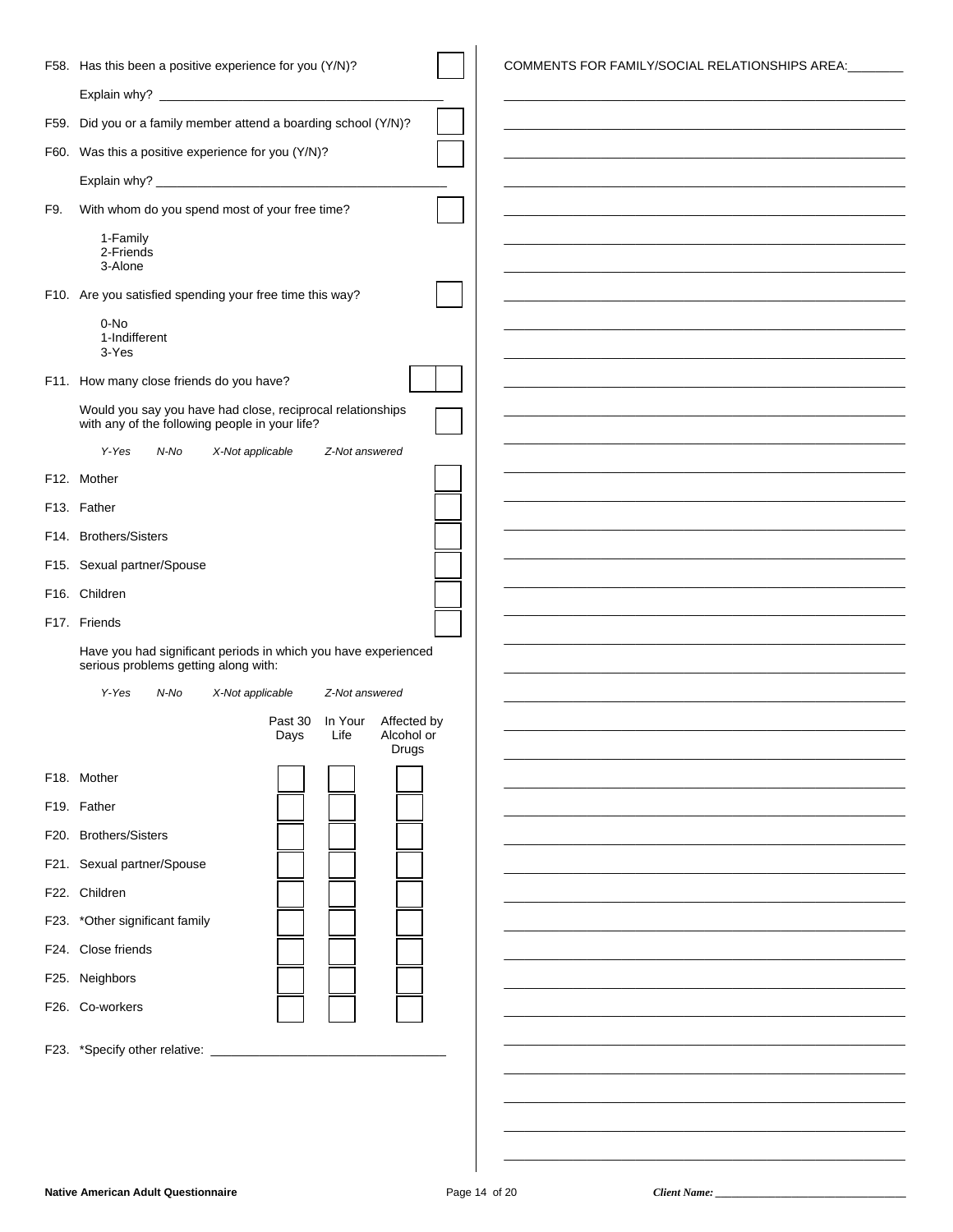F58. Has this been a positive experience for you (Y/N)? [ ]

Explain why? ______________________________________________

F59. Did you or a family member attend a boarding school (Y/N)? [ ]

F60. Was this a positive experience for you (Y/N)? [ ]

Explain why? ______________________________________________

F9. With whom do you spend most of your free time? [ ]

1-Family
2-Friends
3-Alone

F10. Are you satisfied spending your free time this way? [ ]

0-No
1-Indifferent
3-Yes

F11. How many close friends do you have? [ ][ ]

Would you say you have had close, reciprocal relationships with any of the following people in your life? [ ]

*Y-Yes N-No X-Not applicable Z-Not answered*

F12. Mother [ ]

F13. Father [ ]

F14. Brothers/Sisters [ ]

F15. Sexual partner/Spouse [ ]

F16. Children [ ]

F17. Friends [ ]

Have you had significant periods in which you have experienced serious problems getting along with:

*Y-Yes N-No X-Not applicable Z-Not answered*

| | Past 30 Days | In Your Life | Affected by Alcohol or Drugs |
|---|---|---|---|
| F18. Mother | [ ] | [ ] | [ ] |
| F19. Father | [ ] | [ ] | [ ] |
| F20. Brothers/Sisters | [ ] | [ ] | [ ] |
| F21. Sexual partner/Spouse | [ ] | [ ] | [ ] |
| F22. Children | [ ] | [ ] | [ ] |
| F23. *Other significant family | [ ] | [ ] | [ ] |
| F24. Close friends | [ ] | [ ] | [ ] |
| F25. Neighbors | [ ] | [ ] | [ ] |
| F26. Co-workers | [ ] | [ ] | [ ] |

F23. *Specify other relative: ______________________________

COMMENTS FOR FAMILY/SOCIAL RELATIONSHIPS AREA:________

______________________________________________________________

Native American Adult Questionnaire

*Client Name:* ______________________________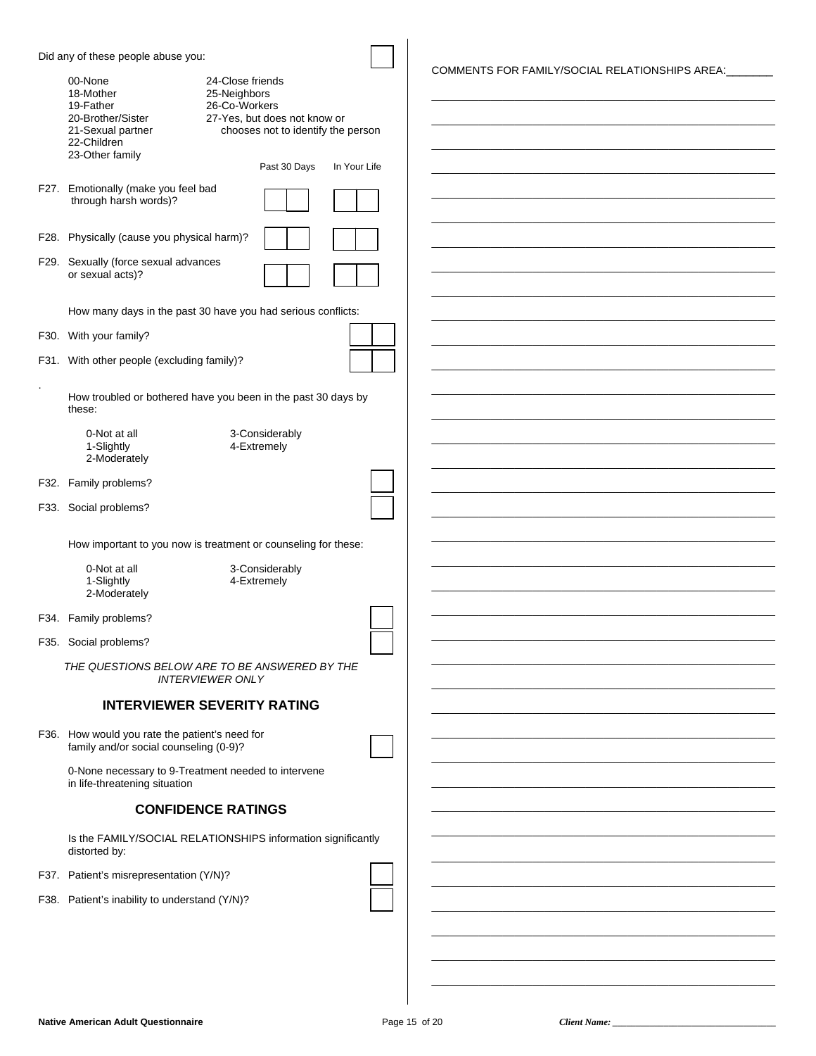Did any of these people abuse you: [ ]

| | |
|---|---|
| 00-None | 24-Close friends |
| 18-Mother | 25-Neighbors |
| 19-Father | 26-Co-Workers |
| 20-Brother/Sister | 27-Yes, but does not know or chooses not to identify the person |
| 21-Sexual partner | |
| 22-Children | |
| 23-Other family | |

| | Past 30 Days | In Your Life |
|---|---|---|
| F27. Emotionally (make you feel bad through harsh words)? | [ ][ ] | [ ][ ] |
| F28. Physically (cause you physical harm)? | [ ][ ] | [ ][ ] |
| F29. Sexually (force sexual advances or sexual acts)? | [ ][ ] | [ ][ ] |

How many days in the past 30 have you had serious conflicts:

F30. With your family? [ ][ ]

F31. With other people (excluding family)? [ ][ ]

.

How troubled or bothered have you been in the past 30 days by these:

| | |
|---|---|
| 0-Not at all | 3-Considerably |
| 1-Slightly | 4-Extremely |
| 2-Moderately | |

F32. Family problems? [ ]

F33. Social problems? [ ]

How important to you now is treatment or counseling for these:

| | |
|---|---|
| 0-Not at all | 3-Considerably |
| 1-Slightly | 4-Extremely |
| 2-Moderately | |

F34. Family problems? [ ]

F35. Social problems? [ ]

*THE QUESTIONS BELOW ARE TO BE ANSWERED BY THE INTERVIEWER ONLY*

## INTERVIEWER SEVERITY RATING

F36. How would you rate the patient's need for family and/or social counseling (0-9)? [ ]

0-None necessary to 9-Treatment needed to intervene in life-threatening situation

## CONFIDENCE RATINGS

Is the FAMILY/SOCIAL RELATIONSHIPS information significantly distorted by:

F37. Patient's misrepresentation (Y/N)? [ ]

F38. Patient's inability to understand (Y/N)? [ ]

COMMENTS FOR FAMILY/SOCIAL RELATIONSHIPS AREA:_______

______________________________________________

______________________________________________

______________________________________________

______________________________________________

______________________________________________

______________________________________________

______________________________________________

______________________________________________

______________________________________________

______________________________________________

______________________________________________

______________________________________________

______________________________________________

______________________________________________

______________________________________________

______________________________________________

______________________________________________

______________________________________________

______________________________________________

______________________________________________

______________________________________________

______________________________________________

______________________________________________

______________________________________________

______________________________________________

______________________________________________

______________________________________________

______________________________________________

______________________________________________

______________________________________________

______________________________________________

______________________________________________

______________________________________________

______________________________________________

______________________________________________

______________________________________________

______________________________________________

______________________________________________

______________________________________________

______________________________________________

______________________________________________

Client Name: ______________________________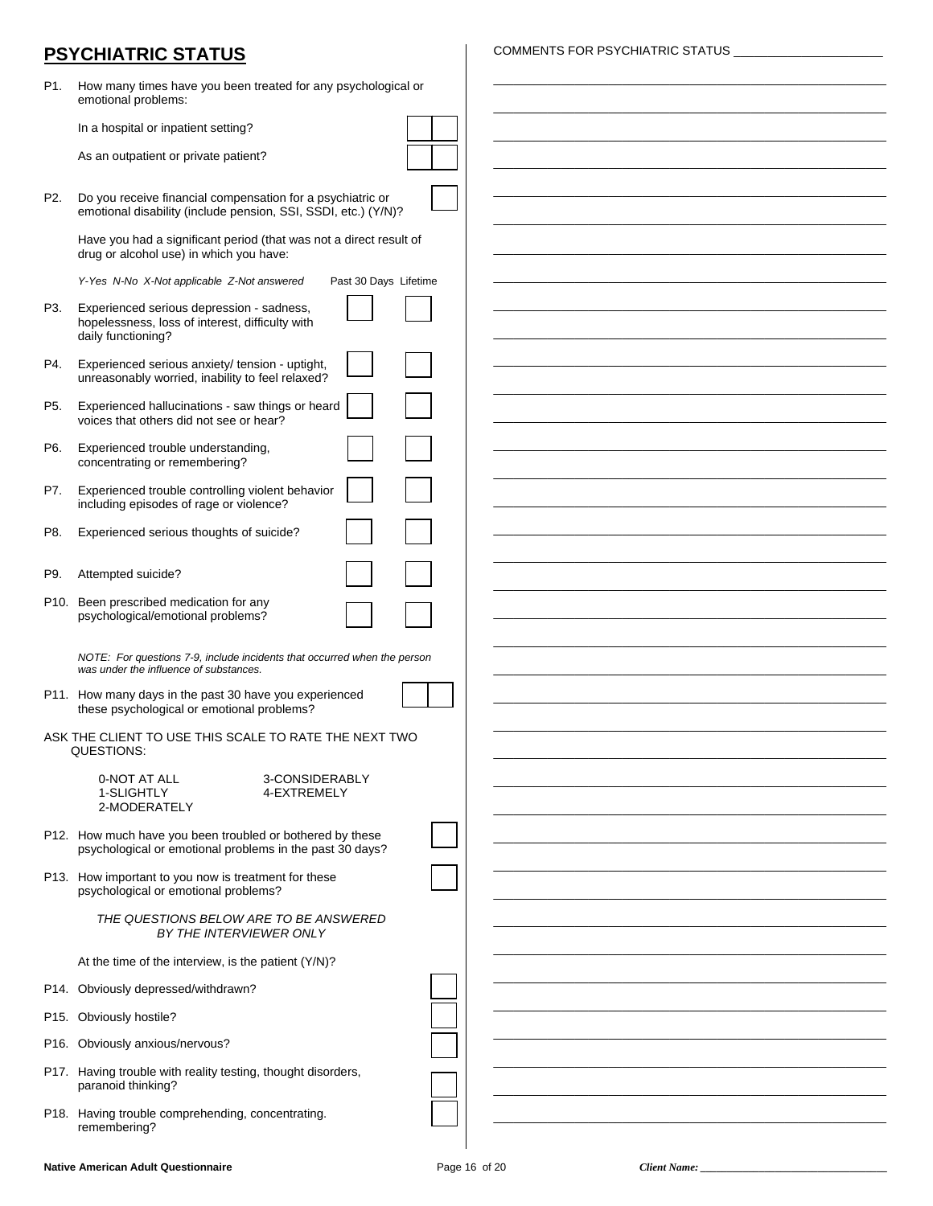## PSYCHIATRIC STATUS

COMMENTS FOR PSYCHIATRIC STATUS ____________________

P1. How many times have you been treated for any psychological or emotional problems:

In a hospital or inpatient setting? [ | ]

As an outpatient or private patient? [ | ]

P2. Do you receive financial compensation for a psychiatric or emotional disability (include pension, SSI, SSDI, etc.) (Y/N)? [ ]

Have you had a significant period (that was not a direct result of drug or alcohol use) in which you have:

*Y-Yes N-No X-Not applicable Z-Not answered*

| | | Past 30 Days | Lifetime |
|---|---|---|---|
| P3. | Experienced serious depression - sadness, hopelessness, loss of interest, difficulty with daily functioning? | [ ] | [ ] |
| P4. | Experienced serious anxiety/ tension - uptight, unreasonably worried, inability to feel relaxed? | [ ] | [ ] |
| P5. | Experienced hallucinations - saw things or heard voices that others did not see or hear? | [ ] | [ ] |
| P6. | Experienced trouble understanding, concentrating or remembering? | [ ] | [ ] |
| P7. | Experienced trouble controlling violent behavior including episodes of rage or violence? | [ ] | [ ] |
| P8. | Experienced serious thoughts of suicide? | [ ] | [ ] |
| P9. | Attempted suicide? | [ ] | [ ] |
| P10. | Been prescribed medication for any psychological/emotional problems? | [ ] | [ ] |

*NOTE: For questions 7-9, include incidents that occurred when the person was under the influence of substances.*

P11. How many days in the past 30 have you experienced these psychological or emotional problems? [ | ]

ASK THE CLIENT TO USE THIS SCALE TO RATE THE NEXT TWO QUESTIONS:

0-NOT AT ALL
1-SLIGHTLY
2-MODERATELY
3-CONSIDERABLY
4-EXTREMELY

P12. How much have you been troubled or bothered by these psychological or emotional problems in the past 30 days? [ ]

P13. How important to you now is treatment for these psychological or emotional problems? [ ]

*THE QUESTIONS BELOW ARE TO BE ANSWERED BY THE INTERVIEWER ONLY*

At the time of the interview, is the patient (Y/N)?

P14. Obviously depressed/withdrawn? [ ]

P15. Obviously hostile? [ ]

P16. Obviously anxious/nervous? [ ]

P17. Having trouble with reality testing, thought disorders, paranoid thinking? [ ]

P18. Having trouble comprehending, concentrating. remembering? [ ]

Client Name: ____________________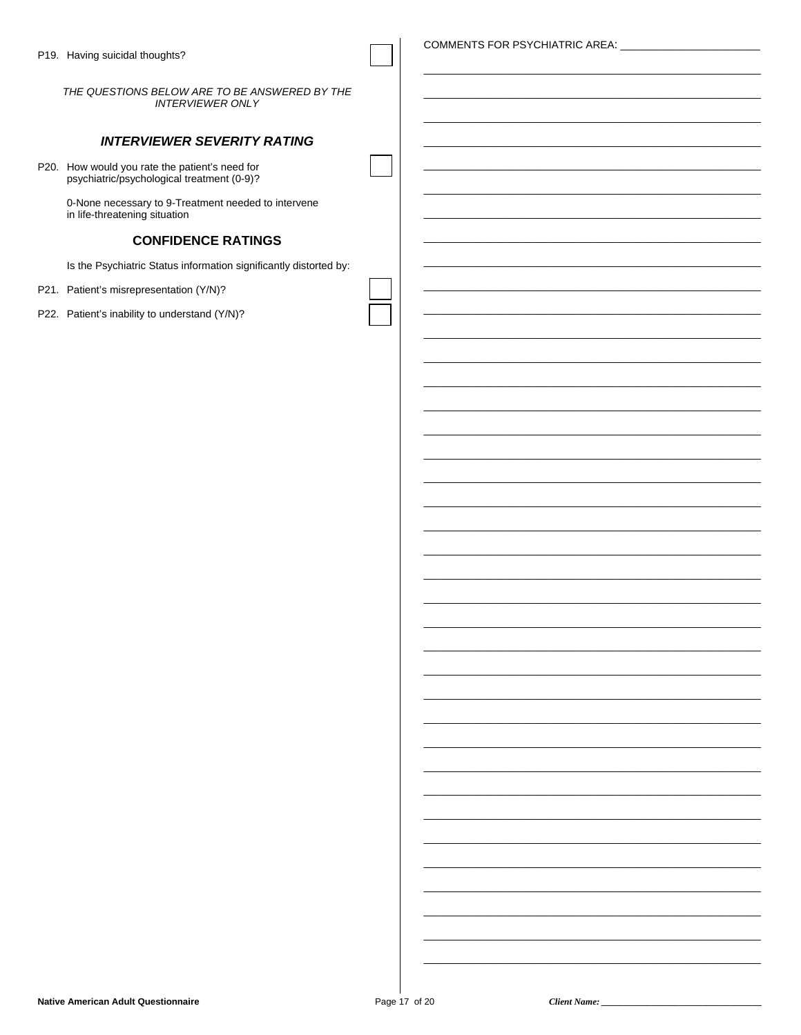P19. Having suicidal thoughts? ☐

*THE QUESTIONS BELOW ARE TO BE ANSWERED BY THE INTERVIEWER ONLY*

### *INTERVIEWER SEVERITY RATING*

P20. How would you rate the patient's need for psychiatric/psychological treatment (0-9)? ☐

0-None necessary to 9-Treatment needed to intervene in life-threatening situation

### CONFIDENCE RATINGS

Is the Psychiatric Status information significantly distorted by:

P21. Patient's misrepresentation (Y/N)? ☐

P22. Patient's inability to understand (Y/N)? ☐

COMMENTS FOR PSYCHIATRIC AREA: ______________________

Client Name: ______________________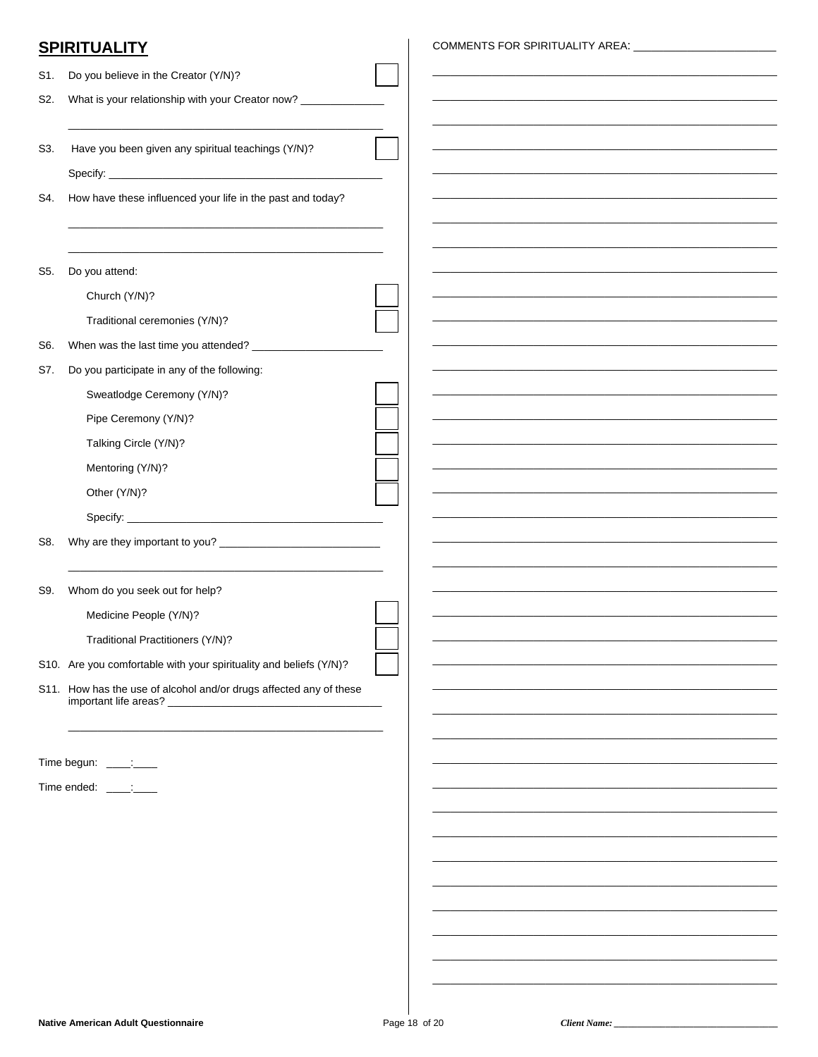## SPIRITUALITY

S1. Do you believe in the Creator (Y/N)? ☐

S2. What is your relationship with your Creator now? ______________

_______________________________________________

S3. Have you been given any spiritual teachings (Y/N)? ☐

Specify: _______________________________________

S4. How have these influenced your life in the past and today?

_______________________________________________

_______________________________________________

S5. Do you attend:

- Church (Y/N)? ☐
- Traditional ceremonies (Y/N)? ☐

S6. When was the last time you attended? ______________________

S7. Do you participate in any of the following:

- Sweatlodge Ceremony (Y/N)? ☐
- Pipe Ceremony (Y/N)? ☐
- Talking Circle (Y/N)? ☐
- Mentoring (Y/N)? ☐
- Other (Y/N)? ☐
- Specify: ____________________________________

S8. Why are they important to you? ___________________________

_______________________________________________

S9. Whom do you seek out for help?

- Medicine People (Y/N)? ☐
- Traditional Practitioners (Y/N)? ☐

S10. Are you comfortable with your spirituality and beliefs (Y/N)? ☐

S11. How has the use of alcohol and/or drugs affected any of these important life areas? ________________________________

_______________________________________________

Time begun: ____:____

Time ended: ____:____

COMMENTS FOR SPIRITUALITY AREA: ________________________

_______________________________________________

_______________________________________________

_______________________________________________

_______________________________________________

_______________________________________________

_______________________________________________

_______________________________________________

_______________________________________________

_______________________________________________

_______________________________________________

_______________________________________________

_______________________________________________

_______________________________________________

_______________________________________________

_______________________________________________

_______________________________________________

_______________________________________________

_______________________________________________

_______________________________________________

_______________________________________________

_______________________________________________

_______________________________________________

_______________________________________________

_______________________________________________

_______________________________________________

_______________________________________________

_______________________________________________

_______________________________________________

_______________________________________________

_______________________________________________

_______________________________________________

_______________________________________________

_______________________________________________

_______________________________________________

_______________________________________________

_______________________________________________

_______________________________________________

*Client Name:* _______________________________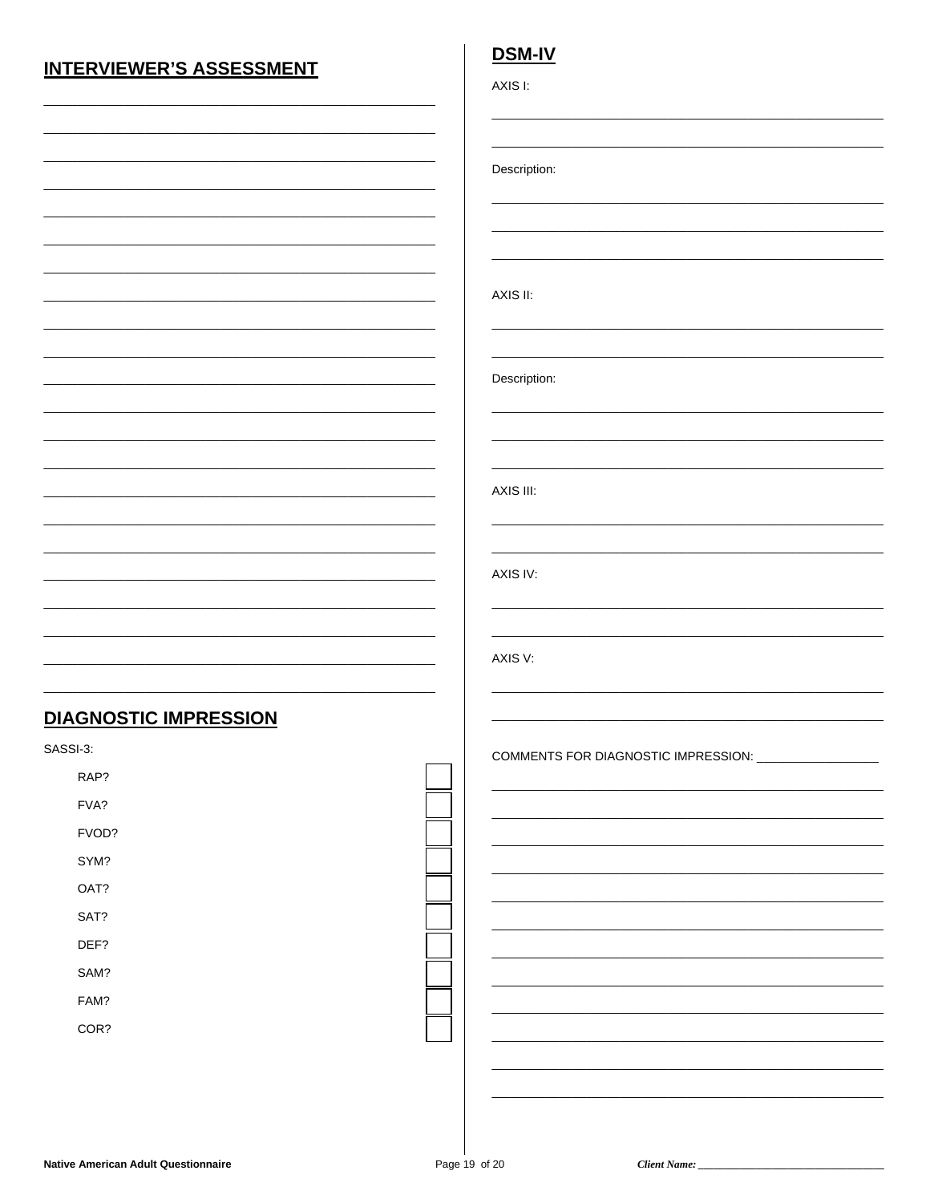## INTERVIEWER'S ASSESSMENT

______________________________________________
______________________________________________
______________________________________________
______________________________________________
______________________________________________
______________________________________________
______________________________________________
______________________________________________
______________________________________________
______________________________________________
______________________________________________
______________________________________________
______________________________________________
______________________________________________
______________________________________________
______________________________________________
______________________________________________
______________________________________________
______________________________________________
______________________________________________
______________________________________________
______________________________________________

## DIAGNOSTIC IMPRESSION

SASSI-3:

- RAP? ☐
- FVA? ☐
- FVOD? ☐
- SYM? ☐
- OAT? ☐
- SAT? ☐
- DEF? ☐
- SAM? ☐
- FAM? ☐
- COR? ☐

## DSM-IV

AXIS I:

______________________________________________
______________________________________________

Description:

______________________________________________
______________________________________________
______________________________________________

AXIS II:

______________________________________________
______________________________________________

Description:

______________________________________________
______________________________________________
______________________________________________

AXIS III:

______________________________________________
______________________________________________

AXIS IV:

______________________________________________
______________________________________________

AXIS V:

______________________________________________
______________________________________________

COMMENTS FOR DIAGNOSTIC IMPRESSION: __________________

______________________________________________
______________________________________________
______________________________________________
______________________________________________
______________________________________________
______________________________________________
______________________________________________
______________________________________________
______________________________________________
______________________________________________
______________________________________________
______________________________________________

*Client Name:* ______________________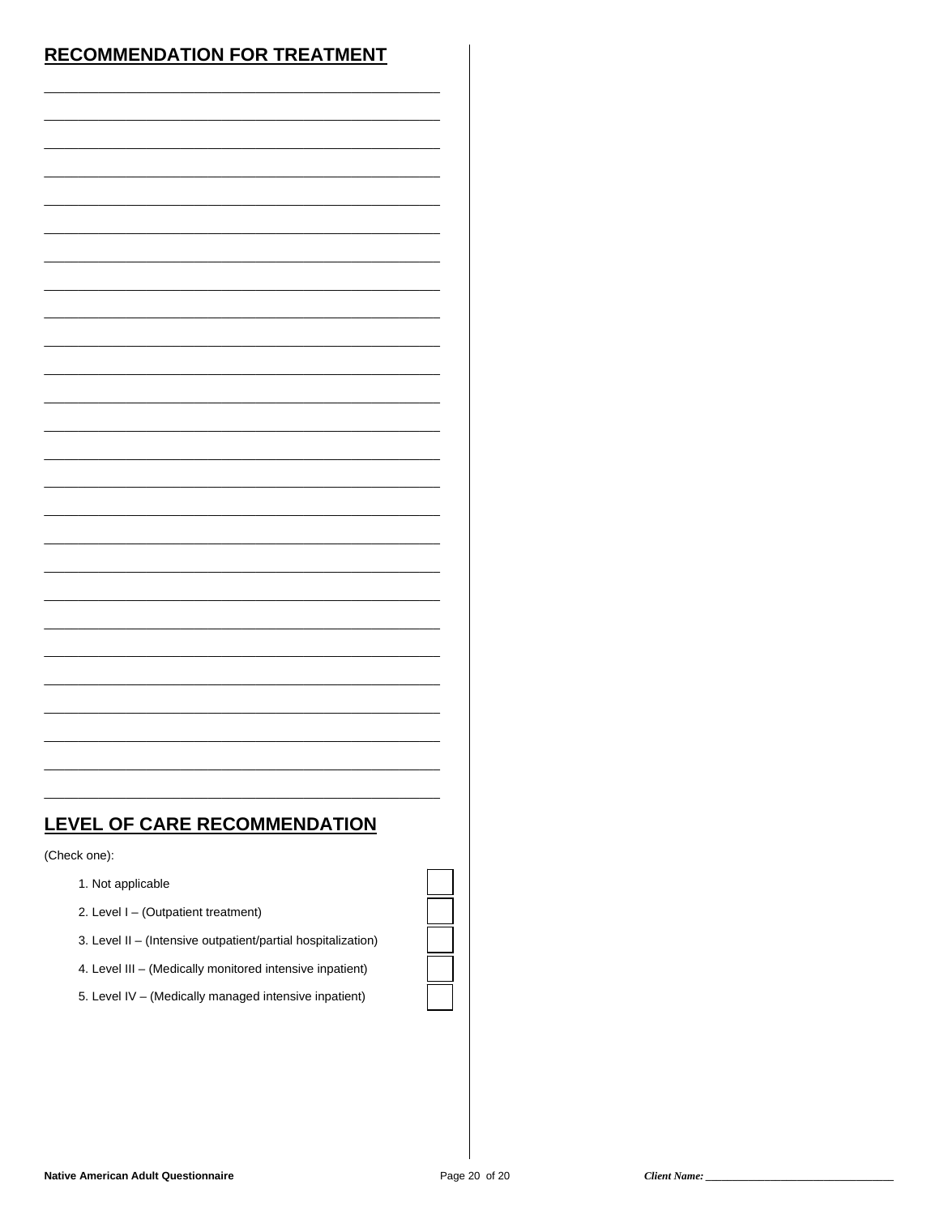## RECOMMENDATION FOR TREATMENT

________________________________________________

________________________________________________

________________________________________________

________________________________________________

________________________________________________

________________________________________________

________________________________________________

________________________________________________

________________________________________________

________________________________________________

________________________________________________

________________________________________________

________________________________________________

________________________________________________

________________________________________________

________________________________________________

________________________________________________

________________________________________________

________________________________________________

________________________________________________

________________________________________________

________________________________________________

________________________________________________

________________________________________________

________________________________________________

________________________________________________

________________________________________________

## LEVEL OF CARE RECOMMENDATION

(Check one):

1. Not applicable ☐
2. Level I – (Outpatient treatment) ☐
3. Level II – (Intensive outpatient/partial hospitalization) ☐
4. Level III – (Medically monitored intensive inpatient) ☐
5. Level IV – (Medically managed intensive inpatient) ☐